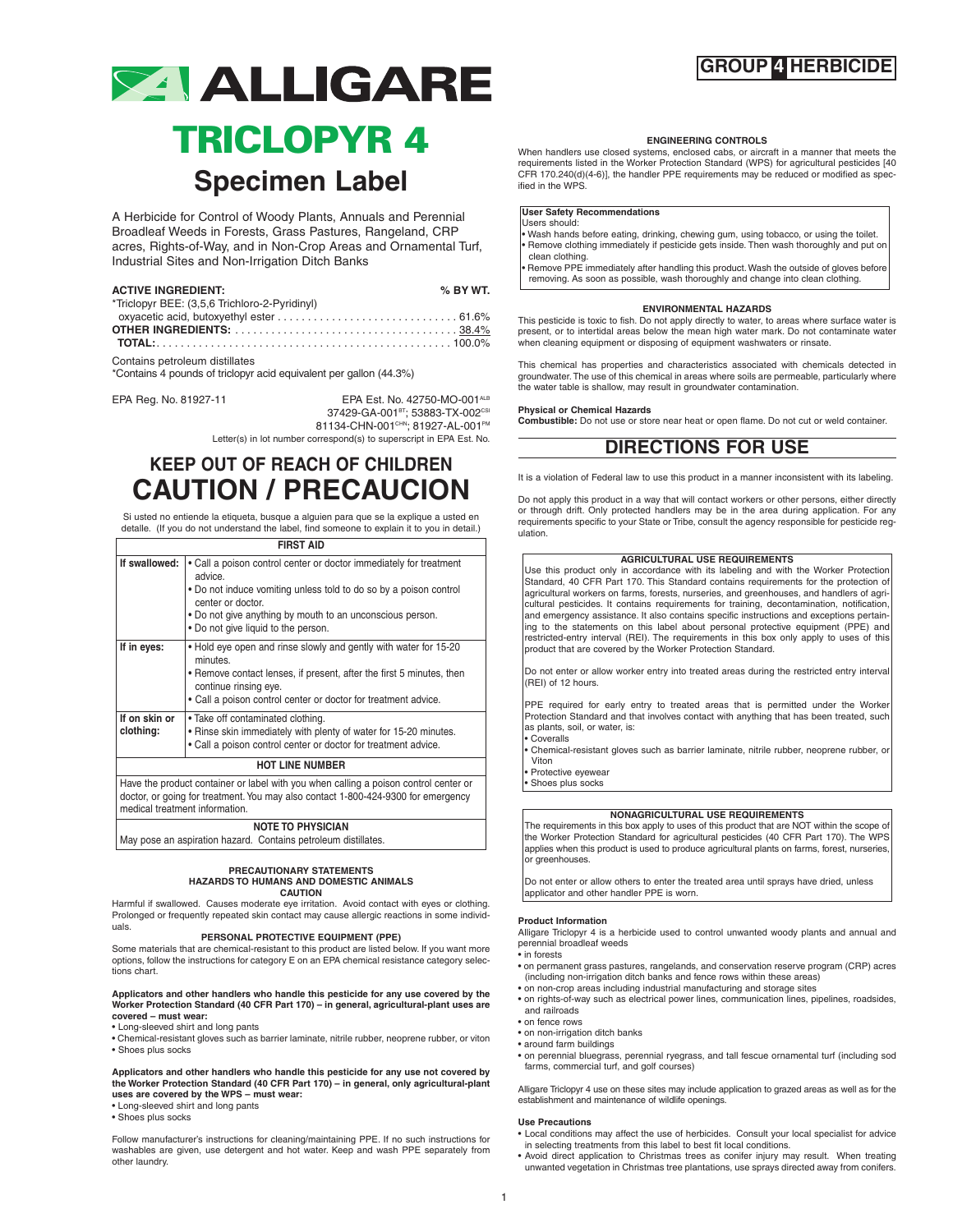# ALLIGARE

**GROUP 4 HERBICIDE**

# TRICLOPYR 4

## Specimen Label

A Herbicide for Control of Woody Plants, Annuals and Perennial Broadleaf Weeds in Forests, Grass Pastures, Rangeland, CRP acres, Rights-of-Way, and in Non-Crop Areas and Ornamental Turf, Industrial Sites and Non-Irrigation Ditch Banks

| **ACTIVE INGREDIENT:** | **% BY WT.** |
|---|---|
| *Triclopyr BEE: (3,5,6 Trichloro-2-Pyridinyl) oxyacetic acid, butoxyethyl ester | 61.6% |
| **OTHER INGREDIENTS:** | 38.4% |
| **TOTAL:** | 100.0% |

Contains petroleum distillates

*Contains 4 pounds of triclopyr acid equivalent per gallon (44.3%)

EPA Reg. No. 81927-11

EPA Est. No. 42750-MO-001[ALB]; 37429-GA-001[BT]; 53883-TX-002[CSI]; 81134-CHN-001[CHN]; 81927-AL-001[PM]

Letter(s) in lot number correspond(s) to superscript in EPA Est. No.

## KEEP OUT OF REACH OF CHILDREN
## CAUTION / PRECAUCION

Si usted no entiende la etiqueta, busque a alguien para que se la explique a usted en detalle. (If you do not understand the label, find someone to explain it to you in detail.)

| FIRST AID | |
|---|---|
| **If swallowed:** | • Call a poison control center or doctor immediately for treatment advice.<br>• Do not induce vomiting unless told to do so by a poison control center or doctor.<br>• Do not give anything by mouth to an unconscious person.<br>• Do not give liquid to the person. |
| **If in eyes:** | • Hold eye open and rinse slowly and gently with water for 15-20 minutes.<br>• Remove contact lenses, if present, after the first 5 minutes, then continue rinsing eye.<br>• Call a poison control center or doctor for treatment advice. |
| **If on skin or clothing:** | • Take off contaminated clothing.<br>• Rinse skin immediately with plenty of water for 15-20 minutes.<br>• Call a poison control center or doctor for treatment advice. |
| **HOT LINE NUMBER** | |
| Have the product container or label with you when calling a poison control center or doctor, or going for treatment. You may also contact 1-800-424-9300 for emergency medical treatment information. | |
| **NOTE TO PHYSICIAN** | |
| May pose an aspiration hazard. Contains petroleum distillates. | |

### PRECAUTIONARY STATEMENTS
### HAZARDS TO HUMANS AND DOMESTIC ANIMALS
**CAUTION**

Harmful if swallowed. Causes moderate eye irritation. Avoid contact with eyes or clothing. Prolonged or frequently repeated skin contact may cause allergic reactions in some individuals.

**PERSONAL PROTECTIVE EQUIPMENT (PPE)**

Some materials that are chemical-resistant to this product are listed below. If you want more options, follow the instructions for category E on an EPA chemical resistance category selections chart.

**Applicators and other handlers who handle this pesticide for any use covered by the Worker Protection Standard (40 CFR Part 170) – in general, agricultural-plant uses are covered – must wear:**

- Long-sleeved shirt and long pants
- Chemical-resistant gloves such as barrier laminate, nitrile rubber, neoprene rubber, or viton
- Shoes plus socks

**Applicators and other handlers who handle this pesticide for any use not covered by the Worker Protection Standard (40 CFR Part 170) – in general, only agricultural-plant uses are covered by the WPS – must wear:**

- Long-sleeved shirt and long pants
- Shoes plus socks

Follow manufacturer's instructions for cleaning/maintaining PPE. If no such instructions for washables are given, use detergent and hot water. Keep and wash PPE separately from other laundry.

**ENGINEERING CONTROLS**

When handlers use closed systems, enclosed cabs, or aircraft in a manner that meets the requirements listed in the Worker Protection Standard (WPS) for agricultural pesticides [40 CFR 170.240(d)(4-6)], the handler PPE requirements may be reduced or modified as specified in the WPS.

**User Safety Recommendations**

Users should:

- Wash hands before eating, drinking, chewing gum, using tobacco, or using the toilet.
- Remove clothing immediately if pesticide gets inside. Then wash thoroughly and put on clean clothing.
- Remove PPE immediately after handling this product. Wash the outside of gloves before removing. As soon as possible, wash thoroughly and change into clean clothing.

**ENVIRONMENTAL HAZARDS**

This pesticide is toxic to fish. Do not apply directly to water, to areas where surface water is present, or to intertidal areas below the mean high water mark. Do not contaminate water when cleaning equipment or disposing of equipment washwaters or rinsate.

This chemical has properties and characteristics associated with chemicals detected in groundwater. The use of this chemical in areas where soils are permeable, particularly where the water table is shallow, may result in groundwater contamination.

**Physical or Chemical Hazards**

**Combustible:** Do not use or store near heat or open flame. Do not cut or weld container.

## DIRECTIONS FOR USE

It is a violation of Federal law to use this product in a manner inconsistent with its labeling.

Do not apply this product in a way that will contact workers or other persons, either directly or through drift. Only protected handlers may be in the area during application. For any requirements specific to your State or Tribe, consult the agency responsible for pesticide regulation.

**AGRICULTURAL USE REQUIREMENTS**

Use this product only in accordance with its labeling and with the Worker Protection Standard, 40 CFR Part 170. This Standard contains requirements for the protection of agricultural workers on farms, forests, nurseries, and greenhouses, and handlers of agricultural pesticides. It contains requirements for training, decontamination, notification, and emergency assistance. It also contains specific instructions and exceptions pertaining to the statements on this label about personal protective equipment (PPE) and restricted-entry interval (REI). The requirements in this box only apply to uses of this product that are covered by the Worker Protection Standard.

Do not enter or allow worker entry into treated areas during the restricted entry interval (REI) of 12 hours.

PPE required for early entry to treated areas that is permitted under the Worker Protection Standard and that involves contact with anything that has been treated, such as plants, soil, or water, is:

- Coveralls
- Chemical-resistant gloves such as barrier laminate, nitrile rubber, neoprene rubber, or Viton
- Protective eyewear
- Shoes plus socks

**NONAGRICULTURAL USE REQUIREMENTS**

The requirements in this box apply to uses of this product that are NOT within the scope of the Worker Protection Standard for agricultural pesticides (40 CFR Part 170). The WPS applies when this product is used to produce agricultural plants on farms, forest, nurseries, or greenhouses.

Do not enter or allow others to enter the treated area until sprays have dried, unless applicator and other handler PPE is worn.

**Product Information**

Alligare Triclopyr 4 is a herbicide used to control unwanted woody plants and annual and perennial broadleaf weeds

- in forests
- on permanent grass pastures, rangelands, and conservation reserve program (CRP) acres (including non-irrigation ditch banks and fence rows within these areas)
- on non-crop areas including industrial manufacturing and storage sites
- on rights-of-way such as electrical power lines, communication lines, pipelines, roadsides, and railroads
- on fence rows
- on non-irrigation ditch banks
- around farm buildings
- on perennial bluegrass, perennial ryegrass, and tall fescue ornamental turf (including sod farms, commercial turf, and golf courses)

Alligare Triclopyr 4 use on these sites may include application to grazed areas as well as for the establishment and maintenance of wildlife openings.

**Use Precautions**

- Local conditions may affect the use of herbicides. Consult your local specialist for advice in selecting treatments from this label to best fit local conditions.
- Avoid direct application to Christmas trees as conifer injury may result. When treating unwanted vegetation in Christmas tree plantations, use sprays directed away from conifers.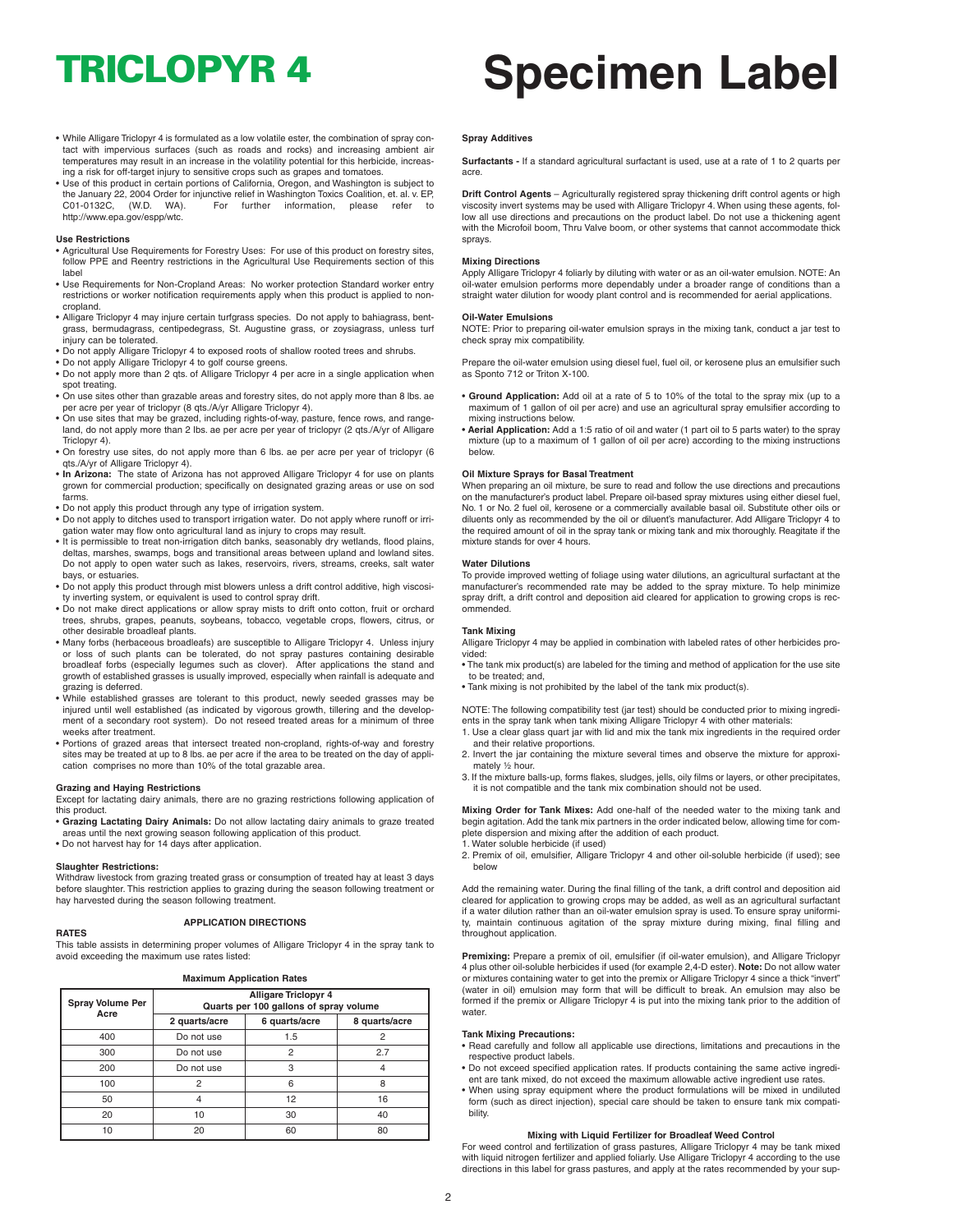# TRICLOPYR 4

# Specimen Label

- While Alligare Triclopyr 4 is formulated as a low volatile ester, the combination of spray contact with impervious surfaces (such as roads and rocks) and increasing ambient air temperatures may result in an increase in the volatility potential for this herbicide, increasing a risk for off-target injury to sensitive crops such as grapes and tomatoes.
- Use of this product in certain portions of California, Oregon, and Washington is subject to the January 22, 2004 Order for injunctive relief in Washington Toxics Coalition, et. al. v. EP, C01-0132C, (W.D. WA). For further information, please refer to http://www.epa.gov/espp/wtc.

### Use Restrictions

- Agricultural Use Requirements for Forestry Uses: For use of this product on forestry sites, follow PPE and Reentry restrictions in the Agricultural Use Requirements section of this label
- Use Requirements for Non-Cropland Areas: No worker protection Standard worker entry restrictions or worker notification requirements apply when this product is applied to non-cropland.
- Alligare Triclopyr 4 may injure certain turfgrass species. Do not apply to bahiagrass, bentgrass, bermudagrass, centipedegrass, St. Augustine grass, or zoysiagrass, unless turf injury can be tolerated.
- Do not apply Alligare Triclopyr 4 to exposed roots of shallow rooted trees and shrubs.
- Do not apply Alligare Triclopyr 4 to golf course greens.
- Do not apply more than 2 qts. of Alligare Triclopyr 4 per acre in a single application when spot treating.
- On use sites other than grazable areas and forestry sites, do not apply more than 8 lbs. ae per acre per year of triclopyr (8 qts./A/yr Alligare Triclopyr 4).
- On use sites that may be grazed, including rights-of-way, pasture, fence rows, and rangeland, do not apply more than 2 lbs. ae per acre per year of triclopyr (2 qts./A/yr of Alligare Triclopyr 4).
- On forestry use sites, do not apply more than 6 lbs. ae per acre per year of triclopyr (6 qts./A/yr of Alligare Triclopyr 4).
- **In Arizona:** The state of Arizona has not approved Alligare Triclopyr 4 for use on plants grown for commercial production; specifically on designated grazing areas or use on sod farms.
- Do not apply this product through any type of irrigation system.
- Do not apply to ditches used to transport irrigation water. Do not apply where runoff or irrigation water may flow onto agricultural land as injury to crops may result.
- It is permissible to treat non-irrigation ditch banks, seasonably dry wetlands, flood plains, deltas, marshes, swamps, bogs and transitional areas between upland and lowland sites. Do not apply to open water such as lakes, reservoirs, rivers, streams, creeks, salt water bays, or estuaries.
- Do not apply this product through mist blowers unless a drift control additive, high viscosity inverting system, or equivalent is used to control spray drift.
- Do not make direct applications or allow spray mists to drift onto cotton, fruit or orchard trees, shrubs, grapes, peanuts, soybeans, tobacco, vegetable crops, flowers, citrus, or other desirable broadleaf plants.
- Many forbs (herbaceous broadleafs) are susceptible to Alligare Triclopyr 4. Unless injury or loss of such plants can be tolerated, do not spray pastures containing desirable broadleaf forbs (especially legumes such as clover). After applications the stand and growth of established grasses is usually improved, especially when rainfall is adequate and grazing is deferred.
- While established grasses are tolerant to this product, newly seeded grasses may be injured until well established (as indicated by vigorous growth, tillering and the development of a secondary root system). Do not reseed treated areas for a minimum of three weeks after treatment.
- Portions of grazed areas that intersect treated non-cropland, rights-of-way and forestry sites may be treated at up to 8 lbs. ae per acre if the area to be treated on the day of application comprises no more than 10% of the total grazable area.

### Grazing and Haying Restrictions

Except for lactating dairy animals, there are no grazing restrictions following application of this product.

- **Grazing Lactating Dairy Animals:** Do not allow lactating dairy animals to graze treated areas until the next growing season following application of this product.
- Do not harvest hay for 14 days after application.

### Slaughter Restrictions:

Withdraw livestock from grazing treated grass or consumption of treated hay at least 3 days before slaughter. This restriction applies to grazing during the season following treatment or hay harvested during the season following treatment.

## APPLICATION DIRECTIONS

### RATES

This table assists in determining proper volumes of Alligare Triclopyr 4 in the spray tank to avoid exceeding the maximum use rates listed:

**Maximum Application Rates**

| Spray Volume Per Acre | Alligare Triclopyr 4 Quarts per 100 gallons of spray volume | | |
|---|---|---|---|
| | 2 quarts/acre | 6 quarts/acre | 8 quarts/acre |
| 400 | Do not use | 1.5 | 2 |
| 300 | Do not use | 2 | 2.7 |
| 200 | Do not use | 3 | 4 |
| 100 | 2 | 6 | 8 |
| 50 | 4 | 12 | 16 |
| 20 | 10 | 30 | 40 |
| 10 | 20 | 60 | 80 |

### Spray Additives

**Surfactants -** If a standard agricultural surfactant is used, use at a rate of 1 to 2 quarts per acre.

**Drift Control Agents** – Agriculturally registered spray thickening drift control agents or high viscosity invert systems may be used with Alligare Triclopyr 4. When using these agents, follow all use directions and precautions on the product label. Do not use a thickening agent with the Microfoil boom, Thru Valve boom, or other systems that cannot accommodate thick sprays.

### Mixing Directions

Apply Alligare Triclopyr 4 foliarly by diluting with water or as an oil-water emulsion. NOTE: An oil-water emulsion performs more dependably under a broader range of conditions than a straight water dilution for woody plant control and is recommended for aerial applications.

### Oil-Water Emulsions

NOTE: Prior to preparing oil-water emulsion sprays in the mixing tank, conduct a jar test to check spray mix compatibility.

Prepare the oil-water emulsion using diesel fuel, fuel oil, or kerosene plus an emulsifier such as Sponto 712 or Triton X-100.

- **Ground Application:** Add oil at a rate of 5 to 10% of the total to the spray mix (up to a maximum of 1 gallon of oil per acre) and use an agricultural spray emulsifier according to mixing instructions below.
- **Aerial Application:** Add a 1:5 ratio of oil and water (1 part oil to 5 parts water) to the spray mixture (up to a maximum of 1 gallon of oil per acre) according to the mixing instructions below.

### Oil Mixture Sprays for Basal Treatment

When preparing an oil mixture, be sure to read and follow the use directions and precautions on the manufacturer's product label. Prepare oil-based spray mixtures using either diesel fuel, No. 1 or No. 2 fuel oil, kerosene or a commercially available basal oil. Substitute other oils or diluents only as recommended by the oil or diluent's manufacturer. Add Alligare Triclopyr 4 to the required amount of oil in the spray tank or mixing tank and mix thoroughly. Reagitate if the mixture stands for over 4 hours.

### Water Dilutions

To provide improved wetting of foliage using water dilutions, an agricultural surfactant at the manufacturer's recommended rate may be added to the spray mixture. To help minimize spray drift, a drift control and deposition aid cleared for application to growing crops is recommended.

### Tank Mixing

Alligare Triclopyr 4 may be applied in combination with labeled rates of other herbicides provided:

- The tank mix product(s) are labeled for the timing and method of application for the use site to be treated; and,
- Tank mixing is not prohibited by the label of the tank mix product(s).

NOTE: The following compatibility test (jar test) should be conducted prior to mixing ingredients in the spray tank when tank mixing Alligare Triclopyr 4 with other materials:

1. Use a clear glass quart jar with lid and mix the tank mix ingredients in the required order and their relative proportions.
2. Invert the jar containing the mixture several times and observe the mixture for approximately ½ hour.
3. If the mixture balls-up, forms flakes, sludges, jells, oily films or layers, or other precipitates, it is not compatible and the tank mix combination should not be used.

**Mixing Order for Tank Mixes:** Add one-half of the needed water to the mixing tank and begin agitation. Add the tank mix partners in the order indicated below, allowing time for complete dispersion and mixing after the addition of each product.

1. Water soluble herbicide (if used)
2. Premix of oil, emulsifier, Alligare Triclopyr 4 and other oil-soluble herbicide (if used); see below

Add the remaining water. During the final filling of the tank, a drift control and deposition aid cleared for application to growing crops may be added, as well as an agricultural surfactant if a water dilution rather than an oil-water emulsion spray is used. To ensure spray uniformity, maintain continuous agitation of the spray mixture during mixing, final filling and throughout application.

**Premixing:** Prepare a premix of oil, emulsifier (if oil-water emulsion), and Alligare Triclopyr 4 plus other oil-soluble herbicides if used (for example 2,4-D ester). **Note:** Do not allow water or mixtures containing water to get into the premix or Alligare Triclopyr 4 since a thick "invert" (water in oil) emulsion may form that will be difficult to break. An emulsion may also be formed if the premix or Alligare Triclopyr 4 is put into the mixing tank prior to the addition of water.

### Tank Mixing Precautions:

- Read carefully and follow all applicable use directions, limitations and precautions in the respective product labels.
- Do not exceed specified application rates. If products containing the same active ingredient are tank mixed, do not exceed the maximum allowable active ingredient use rates.
- When using spray equipment where the product formulations will be mixed in undiluted form (such as direct injection), special care should be taken to ensure tank mix compatibility.

### Mixing with Liquid Fertilizer for Broadleaf Weed Control

For weed control and fertilization of grass pastures, Alligare Triclopyr 4 may be tank mixed with liquid nitrogen fertilizer and applied foliarly. Use Alligare Triclopyr 4 according to the use directions in this label for grass pastures, and apply at the rates recommended by your sup-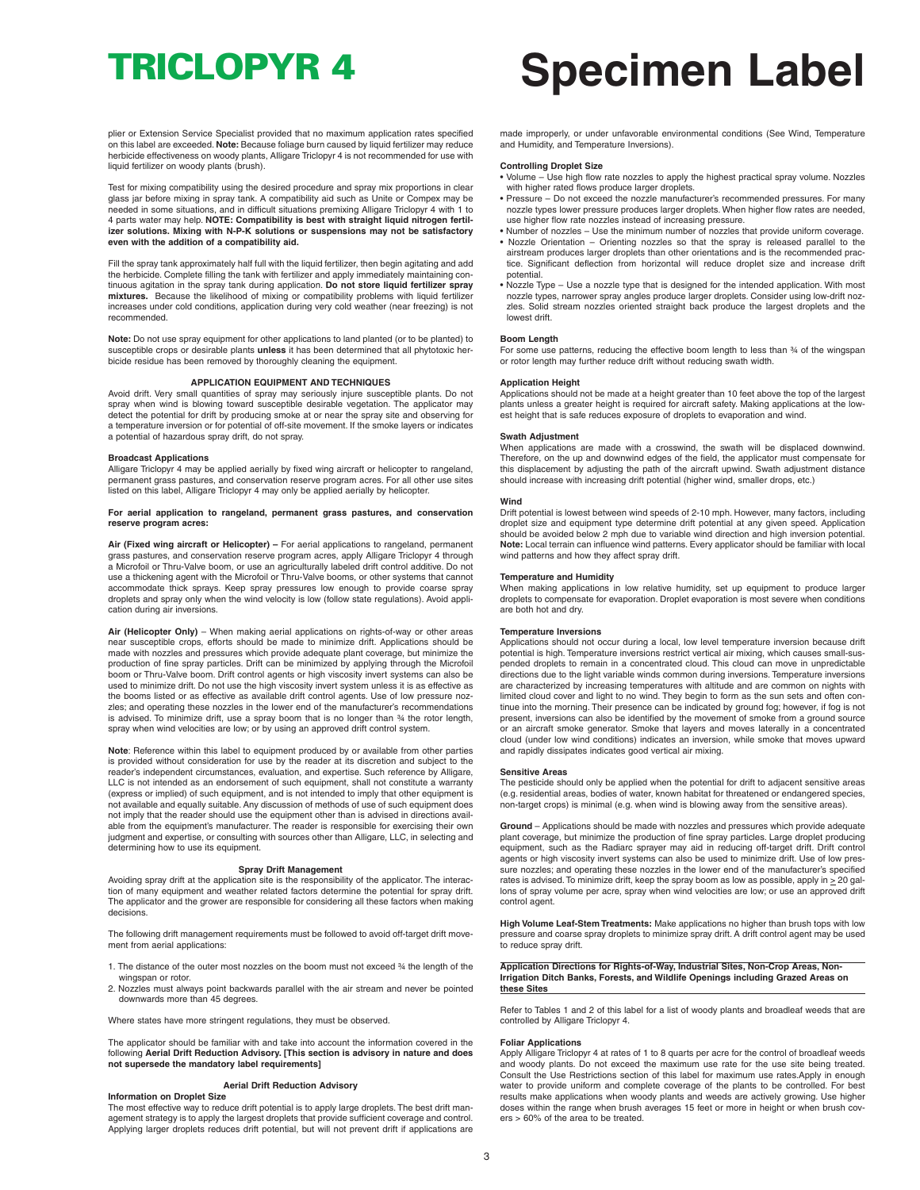plier or Extension Service Specialist provided that no maximum application rates specified on this label are exceeded. **Note:** Because foliage burn caused by liquid fertilizer may reduce herbicide effectiveness on woody plants, Alligare Triclopyr 4 is not recommended for use with liquid fertilizer on woody plants (brush).

Test for mixing compatibility using the desired procedure and spray mix proportions in clear glass jar before mixing in spray tank. A compatibility aid such as Unite or Compex may be needed in some situations, and in difficult situations premixing Alligare Triclopyr 4 with 1 to 4 parts water may help. **NOTE: Compatibility is best with straight liquid nitrogen fertilizer solutions. Mixing with N-P-K solutions or suspensions may not be satisfactory even with the addition of a compatibility aid.**

Fill the spray tank approximately half full with the liquid fertilizer, then begin agitating and add the herbicide. Complete filling the tank with fertilizer and apply immediately maintaining continuous agitation in the spray tank during application. **Do not store liquid fertilizer spray mixtures.** Because the likelihood of mixing or compatibility problems with liquid fertilizer increases under cold conditions, application during very cold weather (near freezing) is not recommended.

**Note:** Do not use spray equipment for other applications to land planted (or to be planted) to susceptible crops or desirable plants **unless** it has been determined that all phytotoxic herbicide residue has been removed by thoroughly cleaning the equipment.

### APPLICATION EQUIPMENT AND TECHNIQUES

Avoid drift. Very small quantities of spray may seriously injure susceptible plants. Do not spray when wind is blowing toward susceptible desirable vegetation. The applicator may detect the potential for drift by producing smoke at or near the spray site and observing for a temperature inversion or for potential of off-site movement. If the smoke layers or indicates a potential of hazardous spray drift, do not spray.

#### Broadcast Applications

Alligare Triclopyr 4 may be applied aerially by fixed wing aircraft or helicopter to rangeland, permanent grass pastures, and conservation reserve program acres. For all other use sites listed on this label, Alligare Triclopyr 4 may only be applied aerially by helicopter.

**For aerial application to rangeland, permanent grass pastures, and conservation reserve program acres:**

**Air (Fixed wing aircraft or Helicopter) –** For aerial applications to rangeland, permanent grass pastures, and conservation reserve program acres, apply Alligare Triclopyr 4 through a Microfoil or Thru-Valve boom, or use an agriculturally labeled drift control additive. Do not use a thickening agent with the Microfoil or Thru-Valve booms, or other systems that cannot accommodate thick sprays. Keep spray pressures low enough to provide coarse spray droplets and spray only when the wind velocity is low (follow state regulations). Avoid application during air inversions.

**Air (Helicopter Only)** – When making aerial applications on rights-of-way or other areas near susceptible crops, efforts should be made to minimize drift. Applications should be made with nozzles and pressures which provide adequate plant coverage, but minimize the production of fine spray particles. Drift can be minimized by applying through the Microfoil boom or Thru-Valve boom. Drift control agents or high viscosity invert systems can also be used to minimize drift. Do not use the high viscosity invert system unless it is as effective as the booms listed or as effective as available drift control agents. Use of low pressure nozzles; and operating these nozzles in the lower end of the manufacturer's recommendations is advised. To minimize drift, use a spray boom that is no longer than ¾ the rotor length, spray when wind velocities are low; or by using an approved drift control system.

**Note**: Reference within this label to equipment produced by or available from other parties is provided without consideration for use by the reader at its discretion and subject to the reader's independent circumstances, evaluation, and expertise. Such reference by Alligare, LLC is not intended as an endorsement of such equipment, shall not constitute a warranty (express or implied) of such equipment, and is not intended to imply that other equipment is not available and equally suitable. Any discussion of methods of use of such equipment does not imply that the reader should use the equipment other than is advised in directions available from the equipment's manufacturer. The reader is responsible for exercising their own judgment and expertise, or consulting with sources other than Alligare, LLC, in selecting and determining how to use its equipment.

### Spray Drift Management

Avoiding spray drift at the application site is the responsibility of the applicator. The interaction of many equipment and weather related factors determine the potential for spray drift. The applicator and the grower are responsible for considering all these factors when making decisions.

The following drift management requirements must be followed to avoid off-target drift movement from aerial applications:

1. The distance of the outer most nozzles on the boom must not exceed ¾ the length of the wingspan or rotor.
2. Nozzles must always point backwards parallel with the air stream and never be pointed downwards more than 45 degrees.

Where states have more stringent regulations, they must be observed.

The applicator should be familiar with and take into account the information covered in the following **Aerial Drift Reduction Advisory. [This section is advisory in nature and does not supersede the mandatory label requirements]**

### Aerial Drift Reduction Advisory

#### Information on Droplet Size

The most effective way to reduce drift potential is to apply large droplets. The best drift management strategy is to apply the largest droplets that provide sufficient coverage and control. Applying larger droplets reduces drift potential, but will not prevent drift if applications are made improperly, or under unfavorable environmental conditions (See Wind, Temperature and Humidity, and Temperature Inversions).

#### Controlling Droplet Size

- Volume – Use high flow rate nozzles to apply the highest practical spray volume. Nozzles with higher rated flows produce larger droplets.
- Pressure – Do not exceed the nozzle manufacturer's recommended pressures. For many nozzle types lower pressure produces larger droplets. When higher flow rates are needed, use higher flow rate nozzles instead of increasing pressure.
- Number of nozzles – Use the minimum number of nozzles that provide uniform coverage.
- Nozzle Orientation – Orienting nozzles so that the spray is released parallel to the airstream produces larger droplets than other orientations and is the recommended practice. Significant deflection from horizontal will reduce droplet size and increase drift potential.
- Nozzle Type – Use a nozzle type that is designed for the intended application. With most nozzle types, narrower spray angles produce larger droplets. Consider using low-drift nozzles. Solid stream nozzles oriented straight back produce the largest droplets and the lowest drift.

#### Boom Length

For some use patterns, reducing the effective boom length to less than ¾ of the wingspan or rotor length may further reduce drift without reducing swath width.

#### Application Height

Applications should not be made at a height greater than 10 feet above the top of the largest plants unless a greater height is required for aircraft safety. Making applications at the lowest height that is safe reduces exposure of droplets to evaporation and wind.

#### Swath Adjustment

When applications are made with a crosswind, the swath will be displaced downwind. Therefore, on the up and downwind edges of the field, the applicator must compensate for this displacement by adjusting the path of the aircraft upwind. Swath adjustment distance should increase with increasing drift potential (higher wind, smaller drops, etc.)

#### Wind

Drift potential is lowest between wind speeds of 2-10 mph. However, many factors, including droplet size and equipment type determine drift potential at any given speed. Application should be avoided below 2 mph due to variable wind direction and high inversion potential. **Note:** Local terrain can influence wind patterns. Every applicator should be familiar with local wind patterns and how they affect spray drift.

#### Temperature and Humidity

When making applications in low relative humidity, set up equipment to produce larger droplets to compensate for evaporation. Droplet evaporation is most severe when conditions are both hot and dry.

#### Temperature Inversions

Applications should not occur during a local, low level temperature inversion because drift potential is high. Temperature inversions restrict vertical air mixing, which causes small-suspended droplets to remain in a concentrated cloud. This cloud can move in unpredictable directions due to the light variable winds common during inversions. Temperature inversions are characterized by increasing temperatures with altitude and are common on nights with limited cloud cover and light to no wind. They begin to form as the sun sets and often continue into the morning. Their presence can be indicated by ground fog; however, if fog is not present, inversions can also be identified by the movement of smoke from a ground source or an aircraft smoke generator. Smoke that layers and moves laterally in a concentrated cloud (under low wind conditions) indicates an inversion, while smoke that moves upward and rapidly dissipates indicates good vertical air mixing.

#### Sensitive Areas

The pesticide should only be applied when the potential for drift to adjacent sensitive areas (e.g. residential areas, bodies of water, known habitat for threatened or endangered species, non-target crops) is minimal (e.g. when wind is blowing away from the sensitive areas).

**Ground** – Applications should be made with nozzles and pressures which provide adequate plant coverage, but minimize the production of fine spray particles. Large droplet producing equipment, such as the Radiarc sprayer may aid in reducing off-target drift. Drift control agents or high viscosity invert systems can also be used to minimize drift. Use of low pressure nozzles; and operating these nozzles in the lower end of the manufacturer's specified rates is advised. To minimize drift, keep the spray boom as low as possible, apply in ≥ 20 gallons of spray volume per acre, spray when wind velocities are low; or use an approved drift control agent.

**High Volume Leaf-Stem Treatments:** Make applications no higher than brush tops with low pressure and coarse spray droplets to minimize spray drift. A drift control agent may be used to reduce spray drift.

#### Application Directions for Rights-of-Way, Industrial Sites, Non-Crop Areas, Non-Irrigation Ditch Banks, Forests, and Wildlife Openings including Grazed Areas on these Sites

Refer to Tables 1 and 2 of this label for a list of woody plants and broadleaf weeds that are controlled by Alligare Triclopyr 4.

#### Foliar Applications

Apply Alligare Triclopyr 4 at rates of 1 to 8 quarts per acre for the control of broadleaf weeds and woody plants. Do not exceed the maximum use rate for the use site being treated. Consult the Use Restrictions section of this label for maximum use rates.Apply in enough water to provide uniform and complete coverage of the plants to be controlled. For best results make applications when woody plants and weeds are actively growing. Use higher doses within the range when brush averages 15 feet or more in height or when brush covers > 60% of the area to be treated.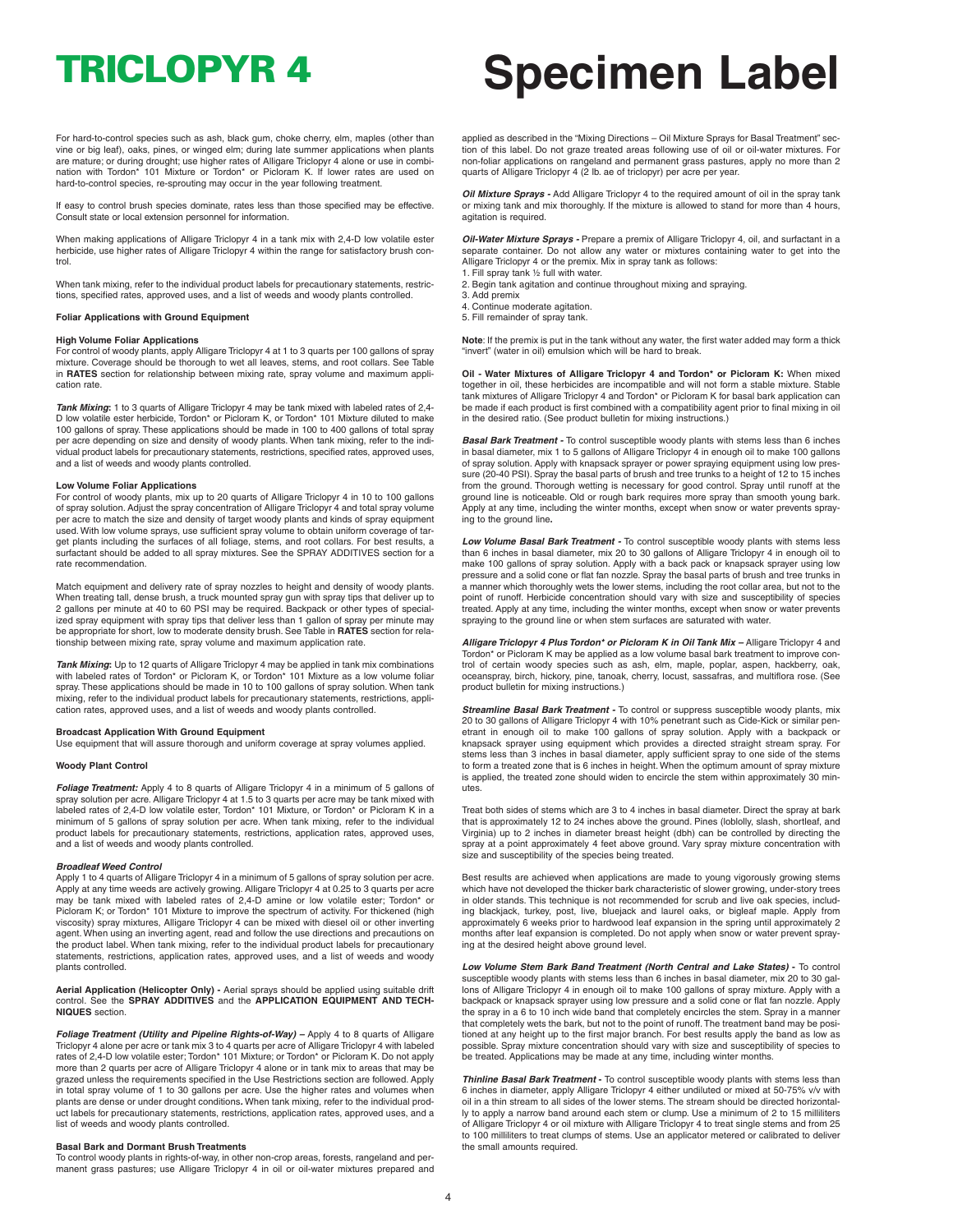For hard-to-control species such as ash, black gum, choke cherry, elm, maples (other than vine or big leaf), oaks, pines, or winged elm; during late summer applications when plants are mature; or during drought; use higher rates of Alligare Triclopyr 4 alone or use in combination with Tordon* 101 Mixture or Tordon* or Picloram K. If lower rates are used on hard-to-control species, re-sprouting may occur in the year following treatment.

If easy to control brush species dominate, rates less than those specified may be effective. Consult state or local extension personnel for information.

When making applications of Alligare Triclopyr 4 in a tank mix with 2,4-D low volatile ester herbicide, use higher rates of Alligare Triclopyr 4 within the range for satisfactory brush control.

When tank mixing, refer to the individual product labels for precautionary statements, restrictions, specified rates, approved uses, and a list of weeds and woody plants controlled.

**Foliar Applications with Ground Equipment**

**High Volume Foliar Applications**
For control of woody plants, apply Alligare Triclopyr 4 at 1 to 3 quarts per 100 gallons of spray mixture. Coverage should be thorough to wet all leaves, stems, and root collars. See Table in **RATES** section for relationship between mixing rate, spray volume and maximum application rate.

***Tank Mixing*:** 1 to 3 quarts of Alligare Triclopyr 4 may be tank mixed with labeled rates of 2,4-D low volatile ester herbicide, Tordon* or Picloram K, or Tordon* 101 Mixture diluted to make 100 gallons of spray. These applications should be made in 100 to 400 gallons of total spray per acre depending on size and density of woody plants. When tank mixing, refer to the individual product labels for precautionary statements, restrictions, specified rates, approved uses, and a list of weeds and woody plants controlled.

**Low Volume Foliar Applications**
For control of woody plants, mix up to 20 quarts of Alligare Triclopyr 4 in 10 to 100 gallons of spray solution. Adjust the spray concentration of Alligare Triclopyr 4 and total spray volume per acre to match the size and density of target woody plants and kinds of spray equipment used. With low volume sprays, use sufficient spray volume to obtain uniform coverage of target plants including the surfaces of all foliage, stems, and root collars. For best results, a surfactant should be added to all spray mixtures. See the SPRAY ADDITIVES section for a rate recommendation.

Match equipment and delivery rate of spray nozzles to height and density of woody plants. When treating tall, dense brush, a truck mounted spray gun with spray tips that deliver up to 2 gallons per minute at 40 to 60 PSI may be required. Backpack or other types of specialized spray equipment with spray tips that deliver less than 1 gallon of spray per minute may be appropriate for short, low to moderate density brush. See Table in **RATES** section for relationship between mixing rate, spray volume and maximum application rate.

***Tank Mixing*:** Up to 12 quarts of Alligare Triclopyr 4 may be applied in tank mix combinations with labeled rates of Tordon* or Picloram K, or Tordon* 101 Mixture as a low volume foliar spray. These applications should be made in 10 to 100 gallons of spray solution. When tank mixing, refer to the individual product labels for precautionary statements, restrictions, application rates, approved uses, and a list of weeds and woody plants controlled.

**Broadcast Application With Ground Equipment**
Use equipment that will assure thorough and uniform coverage at spray volumes applied.

**Woody Plant Control**

***Foliage Treatment:*** Apply 4 to 8 quarts of Alligare Triclopyr 4 in a minimum of 5 gallons of spray solution per acre. Alligare Triclopyr 4 at 1.5 to 3 quarts per acre may be tank mixed with labeled rates of 2,4-D low volatile ester, Tordon* 101 Mixture, or Tordon* or Picloram K in a minimum of 5 gallons of spray solution per acre. When tank mixing, refer to the individual product labels for precautionary statements, restrictions, application rates, approved uses, and a list of weeds and woody plants controlled.

***Broadleaf Weed Control***
Apply 1 to 4 quarts of Alligare Triclopyr 4 in a minimum of 5 gallons of spray solution per acre. Apply at any time weeds are actively growing. Alligare Triclopyr 4 at 0.25 to 3 quarts per acre may be tank mixed with labeled rates of 2,4-D amine or low volatile ester; Tordon* or Picloram K; or Tordon* 101 Mixture to improve the spectrum of activity. For thickened (high viscosity) spray mixtures, Alligare Triclopyr 4 can be mixed with diesel oil or other inverting agent. When using an inverting agent, read and follow the use directions and precautions on the product label. When tank mixing, refer to the individual product labels for precautionary statements, restrictions, application rates, approved uses, and a list of weeds and woody plants controlled.

**Aerial Application (Helicopter Only) -** Aerial sprays should be applied using suitable drift control. See the **SPRAY ADDITIVES** and the **APPLICATION EQUIPMENT AND TECHNIQUES** section.

***Foliage Treatment (Utility and Pipeline Rights-of-Way) –*** Apply 4 to 8 quarts of Alligare Triclopyr 4 alone per acre or tank mix 3 to 4 quarts per acre of Alligare Triclopyr 4 with labeled rates of 2,4-D low volatile ester; Tordon* 101 Mixture; or Tordon* or Picloram K. Do not apply more than 2 quarts per acre of Alligare Triclopyr 4 alone or in tank mix to areas that may be grazed unless the requirements specified in the Use Restrictions section are followed. Apply in total spray volume of 1 to 30 gallons per acre. Use the higher rates and volumes when plants are dense or under drought conditions**.** When tank mixing, refer to the individual product labels for precautionary statements, restrictions, application rates, approved uses, and a list of weeds and woody plants controlled.

**Basal Bark and Dormant Brush Treatments**
To control woody plants in rights-of-way, in other non-crop areas, forests, rangeland and permanent grass pastures; use Alligare Triclopyr 4 in oil or oil-water mixtures prepared and applied as described in the "Mixing Directions – Oil Mixture Sprays for Basal Treatment" section of this label. Do not graze treated areas following use of oil or oil-water mixtures. For non-foliar applications on rangeland and permanent grass pastures, apply no more than 2 quarts of Alligare Triclopyr 4 (2 lb. ae of triclopyr) per acre per year.

***Oil Mixture Sprays -*** Add Alligare Triclopyr 4 to the required amount of oil in the spray tank or mixing tank and mix thoroughly. If the mixture is allowed to stand for more than 4 hours, agitation is required.

***Oil-Water Mixture Sprays -*** Prepare a premix of Alligare Triclopyr 4, oil, and surfactant in a separate container. Do not allow any water or mixtures containing water to get into the Alligare Triclopyr 4 or the premix. Mix in spray tank as follows:
1. Fill spray tank ½ full with water.
2. Begin tank agitation and continue throughout mixing and spraying.
3. Add premix
4. Continue moderate agitation.
5. Fill remainder of spray tank.

**Note**: If the premix is put in the tank without any water, the first water added may form a thick "invert" (water in oil) emulsion which will be hard to break.

**Oil - Water Mixtures of Alligare Triclopyr 4 and Tordon* or Picloram K:** When mixed together in oil, these herbicides are incompatible and will not form a stable mixture. Stable tank mixtures of Alligare Triclopyr 4 and Tordon* or Picloram K for basal bark application can be made if each product is first combined with a compatibility agent prior to final mixing in oil in the desired ratio. (See product bulletin for mixing instructions.)

***Basal Bark Treatment -*** To control susceptible woody plants with stems less than 6 inches in basal diameter, mix 1 to 5 gallons of Alligare Triclopyr 4 in enough oil to make 100 gallons of spray solution. Apply with knapsack sprayer or power spraying equipment using low pressure (20-40 PSI). Spray the basal parts of brush and tree trunks to a height of 12 to 15 inches from the ground. Thorough wetting is necessary for good control. Spray until runoff at the ground line is noticeable. Old or rough bark requires more spray than smooth young bark. Apply at any time, including the winter months, except when snow or water prevents spraying to the ground line**.**

***Low Volume Basal Bark Treatment -*** To control susceptible woody plants with stems less than 6 inches in basal diameter, mix 20 to 30 gallons of Alligare Triclopyr 4 in enough oil to make 100 gallons of spray solution. Apply with a back pack or knapsack sprayer using low pressure and a solid cone or flat fan nozzle. Spray the basal parts of brush and tree trunks in a manner which thoroughly wets the lower stems, including the root collar area, but not to the point of runoff. Herbicide concentration should vary with size and susceptibility of species treated. Apply at any time, including the winter months, except when snow or water prevents spraying to the ground line or when stem surfaces are saturated with water.

***Alligare Triclopyr 4 Plus Tordon* or Picloram K in Oil Tank Mix –*** Alligare Triclopyr 4 and Tordon* or Picloram K may be applied as a low volume basal bark treatment to improve control of certain woody species such as ash, elm, maple, poplar, aspen, hackberry, oak, oceanspray, birch, hickory, pine, tanoak, cherry, locust, sassafras, and multiflora rose. (See product bulletin for mixing instructions.)

***Streamline Basal Bark Treatment -*** To control or suppress susceptible woody plants, mix 20 to 30 gallons of Alligare Triclopyr 4 with 10% penetrant such as Cide-Kick or similar penetrant in enough oil to make 100 gallons of spray solution. Apply with a backpack or knapsack sprayer using equipment which provides a directed straight stream spray. For stems less than 3 inches in basal diameter, apply sufficient spray to one side of the stems to form a treated zone that is 6 inches in height. When the optimum amount of spray mixture is applied, the treated zone should widen to encircle the stem within approximately 30 minutes.

Treat both sides of stems which are 3 to 4 inches in basal diameter. Direct the spray at bark that is approximately 12 to 24 inches above the ground. Pines (loblolly, slash, shortleaf, and Virginia) up to 2 inches in diameter breast height (dbh) can be controlled by directing the spray at a point approximately 4 feet above ground. Vary spray mixture concentration with size and susceptibility of the species being treated.

Best results are achieved when applications are made to young vigorously growing stems which have not developed the thicker bark characteristic of slower growing, under-story trees in older stands. This technique is not recommended for scrub and live oak species, including blackjack, turkey, post, live, bluejack and laurel oaks, or bigleaf maple. Apply from approximately 6 weeks prior to hardwood leaf expansion in the spring until approximately 2 months after leaf expansion is completed. Do not apply when snow or water prevent spraying at the desired height above ground level.

***Low Volume Stem Bark Band Treatment (North Central and Lake States) -*** To control susceptible woody plants with stems less than 6 inches in basal diameter, mix 20 to 30 gallons of Alligare Triclopyr 4 in enough oil to make 100 gallons of spray mixture. Apply with a backpack or knapsack sprayer using low pressure and a solid cone or flat fan nozzle. Apply the spray in a 6 to 10 inch wide band that completely encircles the stem. Spray in a manner that completely wets the bark, but not to the point of runoff. The treatment band may be positioned at any height up to the first major branch. For best results apply the band as low as possible. Spray mixture concentration should vary with size and susceptibility of species to be treated. Applications may be made at any time, including winter months.

***Thinline Basal Bark Treatment -*** To control susceptible woody plants with stems less than 6 inches in diameter, apply Alligare Triclopyr 4 either undiluted or mixed at 50-75% v/v with oil in a thin stream to all sides of the lower stems. The stream should be directed horizontally to apply a narrow band around each stem or clump. Use a minimum of 2 to 15 milliliters of Alligare Triclopyr 4 or oil mixture with Alligare Triclopyr 4 to treat single stems and from 25 to 100 milliliters to treat clumps of stems. Use an applicator metered or calibrated to deliver the small amounts required.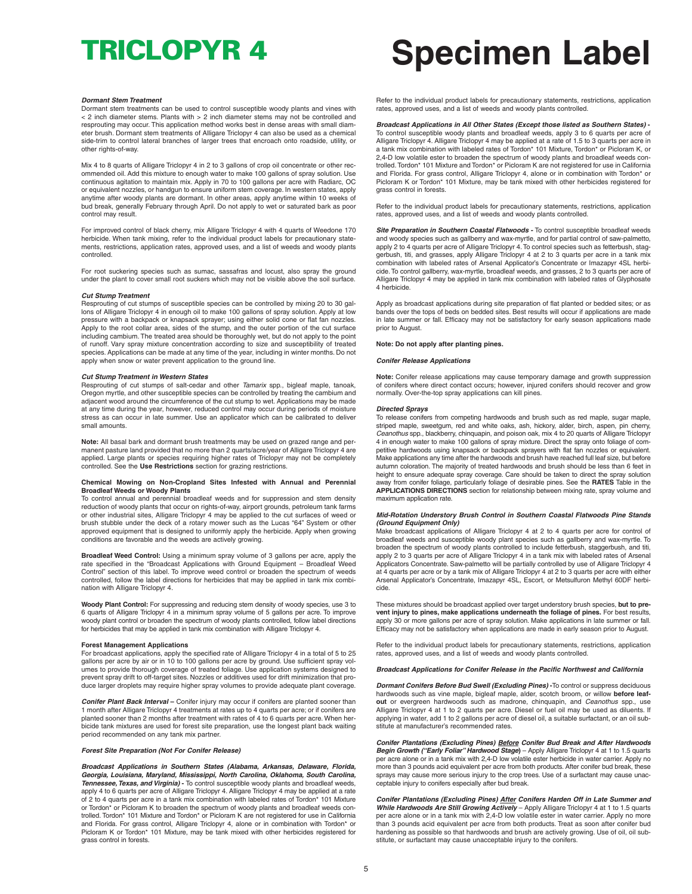# TRICLOPYR 4 Specimen Label

***Dormant Stem Treatment***

Dormant stem treatments can be used to control susceptible woody plants and vines with < 2 inch diameter stems. Plants with > 2 inch diameter stems may not be controlled and resprouting may occur. This application method works best in dense areas with small diameter brush. Dormant stem treatments of Alligare Triclopyr 4 can also be used as a chemical side-trim to control lateral branches of larger trees that encroach onto roadside, utility, or other rights-of-way.

Mix 4 to 8 quarts of Alligare Triclopyr 4 in 2 to 3 gallons of crop oil concentrate or other recommended oil. Add this mixture to enough water to make 100 gallons of spray solution. Use continuous agitation to maintain mix. Apply in 70 to 100 gallons per acre with Radiarc, OC or equivalent nozzles, or handgun to ensure uniform stem coverage. In western states, apply anytime after woody plants are dormant. In other areas, apply anytime within 10 weeks of bud break, generally February through April. Do not apply to wet or saturated bark as poor control may result.

For improved control of black cherry, mix Alligare Triclopyr 4 with 4 quarts of Weedone 170 herbicide. When tank mixing, refer to the individual product labels for precautionary statements, restrictions, application rates, approved uses, and a list of weeds and woody plants controlled.

For root suckering species such as sumac, sassafras and locust, also spray the ground under the plant to cover small root suckers which may not be visible above the soil surface.

***Cut Stump Treatment***

Resprouting of cut stumps of susceptible species can be controlled by mixing 20 to 30 gallons of Alligare Triclopyr 4 in enough oil to make 100 gallons of spray solution. Apply at low pressure with a backpack or knapsack sprayer; using either solid cone or flat fan nozzles. Apply to the root collar area, sides of the stump, and the outer portion of the cut surface including cambium. The treated area should be thoroughly wet, but do not apply to the point of runoff. Vary spray mixture concentration according to size and susceptibility of treated species. Applications can be made at any time of the year, including in winter months. Do not apply when snow or water prevent application to the ground line.

***Cut Stump Treatment in Western States***

Resprouting of cut stumps of salt-cedar and other *Tamarix* spp., bigleaf maple, tanoak, Oregon myrtle, and other susceptible species can be controlled by treating the cambium and adjacent wood around the circumference of the cut stump to wet. Applications may be made at any time during the year, however, reduced control may occur during periods of moisture stress as can occur in late summer. Use an applicator which can be calibrated to deliver small amounts.

**Note:** All basal bark and dormant brush treatments may be used on grazed range and permanent pasture land provided that no more than 2 quarts/acre/year of Alligare Triclopyr 4 are applied. Large plants or species requiring higher rates of Triclopyr may not be completely controlled. See the **Use Restrictions** section for grazing restrictions.

**Chemical Mowing on Non-Cropland Sites Infested with Annual and Perennial Broadleaf Weeds or Woody Plants**

To control annual and perennial broadleaf weeds and for suppression and stem density reduction of woody plants that occur on rights-of-way, airport grounds, petroleum tank farms or other industrial sites, Alligare Triclopyr 4 may be applied to the cut surfaces of weed or brush stubble under the deck of a rotary mower such as the Lucas "64" System or other approved equipment that is designed to uniformly apply the herbicide. Apply when growing conditions are favorable and the weeds are actively growing.

**Broadleaf Weed Control:** Using a minimum spray volume of 3 gallons per acre, apply the rate specified in the "Broadcast Applications with Ground Equipment – Broadleaf Weed Control" section of this label. To improve weed control or broaden the spectrum of weeds controlled, follow the label directions for herbicides that may be applied in tank mix combination with Alligare Triclopyr 4.

**Woody Plant Control:** For suppressing and reducing stem density of woody species, use 3 to 6 quarts of Alligare Triclopyr 4 in a minimum spray volume of 5 gallons per acre. To improve woody plant control or broaden the spectrum of woody plants controlled, follow label directions for herbicides that may be applied in tank mix combination with Alligare Triclopyr 4.

**Forest Management Applications**

For broadcast applications, apply the specified rate of Alligare Triclopyr 4 in a total of 5 to 25 gallons per acre by air or in 10 to 100 gallons per acre by ground. Use sufficient spray volumes to provide thorough coverage of treated foliage. Use application systems designed to prevent spray drift to off-target sites. Nozzles or additives used for drift minimization that produce larger droplets may require higher spray volumes to provide adequate plant coverage.

***Conifer Plant Back Interval –*** Conifer injury may occur if conifers are planted sooner than 1 month after Alligare Triclopyr 4 treatments at rates up to 4 quarts per acre; or if conifers are planted sooner than 2 months after treatment with rates of 4 to 6 quarts per acre. When herbicide tank mixtures are used for forest site preparation, use the longest plant back waiting period recommended on any tank mix partner.

***Forest Site Preparation (Not For Conifer Release)***

***Broadcast Applications in Southern States (Alabama, Arkansas, Delaware, Florida, Georgia, Louisiana, Maryland, Mississippi, North Carolina, Oklahoma, South Carolina, Tennessee, Texas, and Virginia) -*** To control susceptible woody plants and broadleaf weeds, apply 4 to 6 quarts per acre of Alligare Triclopyr 4. Alligare Triclopyr 4 may be applied at a rate of 2 to 4 quarts per acre in a tank mix combination with labeled rates of Tordon* 101 Mixture or Tordon* or Picloram K to broaden the spectrum of woody plants and broadleaf weeds controlled. Tordon* 101 Mixture and Tordon* or Picloram K are not registered for use in California and Florida. For grass control, Alligare Triclopyr 4, alone or in combination with Tordon* or Picloram K or Tordon* 101 Mixture, may be tank mixed with other herbicides registered for grass control in forests.

Refer to the individual product labels for precautionary statements, restrictions, application rates, approved uses, and a list of weeds and woody plants controlled.

***Broadcast Applications in All Other States (Except those listed as Southern States) -*** To control susceptible woody plants and broadleaf weeds, apply 3 to 6 quarts per acre of Alligare Triclopyr 4. Alligare Triclopyr 4 may be applied at a rate of 1.5 to 3 quarts per acre in a tank mix combination with labeled rates of Tordon* 101 Mixture, Tordon* or Picloram K, or 2,4-D low volatile ester to broaden the spectrum of woody plants and broadleaf weeds controlled. Tordon* 101 Mixture and Tordon* or Picloram K are not registered for use in California and Florida. For grass control, Alligare Triclopyr 4, alone or in combination with Tordon* or Picloram K or Tordon* 101 Mixture, may be tank mixed with other herbicides registered for grass control in forests.

Refer to the individual product labels for precautionary statements, restrictions, application rates, approved uses, and a list of weeds and woody plants controlled.

***Site Preparation in Southern Coastal Flatwoods -*** To control susceptible broadleaf weeds and woody species such as gallberry and wax-myrtle, and for partial control of saw-palmetto, apply 2 to 4 quarts per acre of Alligare Triclopyr 4. To control species such as fetterbush, staggerbush, titi, and grasses, apply Alligare Triclopyr 4 at 2 to 3 quarts per acre in a tank mix combination with labeled rates of Arsenal Applicator's Concentrate or Imazapyr 4SL herbicide. To control gallberry, wax-myrtle, broadleaf weeds, and grasses, 2 to 3 quarts per acre of Alligare Triclopyr 4 may be applied in tank mix combination with labeled rates of Glyphosate 4 herbicide.

Apply as broadcast applications during site preparation of flat planted or bedded sites; or as bands over the tops of beds on bedded sites. Best results will occur if applications are made in late summer or fall. Efficacy may not be satisfactory for early season applications made prior to August.

**Note: Do not apply after planting pines.**

***Conifer Release Applications***

**Note:** Conifer release applications may cause temporary damage and growth suppression of conifers where direct contact occurs; however, injured conifers should recover and grow normally. Over-the-top spray applications can kill pines.

***Directed Sprays***

To release conifers from competing hardwoods and brush such as red maple, sugar maple, striped maple, sweetgum, red and white oaks, ash, hickory, alder, birch, aspen, pin cherry, *Ceanothus* spp., blackberry, chinquapin, and poison oak, mix 4 to 20 quarts of Alligare Triclopyr 4 in enough water to make 100 gallons of spray mixture. Direct the spray onto foliage of competitive hardwoods using knapsack or backpack sprayers with flat fan nozzles or equivalent. Make applications any time after the hardwoods and brush have reached full leaf size, but before autumn coloration. The majority of treated hardwoods and brush should be less than 6 feet in height to ensure adequate spray coverage. Care should be taken to direct the spray solution away from conifer foliage, particularly foliage of desirable pines. See the **RATES** Table in the **APPLICATIONS DIRECTIONS** section for relationship between mixing rate, spray volume and maximum application rate.

***Mid-Rotation Understory Brush Control in Southern Coastal Flatwoods Pine Stands (Ground Equipment Only)***

Make broadcast applications of Alligare Triclopyr 4 at 2 to 4 quarts per acre for control of broadleaf weeds and susceptible woody plant species such as gallberry and wax-myrtle. To broaden the spectrum of woody plants controlled to include fetterbush, staggerbush, and titi, apply 2 to 3 quarts per acre of Alligare Triclopyr 4 in a tank mix with labeled rates of Arsenal Applicators Concentrate. Saw-palmetto will be partially controlled by use of Alligare Triclopyr 4 at 4 quarts per acre or by a tank mix of Alligare Triclopyr 4 at 2 to 3 quarts per acre with either Arsenal Applicator's Concentrate, Imazapyr 4SL, Escort, or Metsulfuron Methyl 60DF herbicide.

These mixtures should be broadcast applied over target understory brush species, **but to prevent injury to pines, make applications underneath the foliage of pines.** For best results, apply 30 or more gallons per acre of spray solution. Make applications in late summer or fall. Efficacy may not be satisfactory when applications are made in early season prior to August.

Refer to the individual product labels for precautionary statements, restrictions, application rates, approved uses, and a list of weeds and woody plants controlled.

***Broadcast Applications for Conifer Release in the Pacific Northwest and California***

***Dormant Conifers Before Bud Swell (Excluding Pines) -*** To control or suppress deciduous hardwoods such as vine maple, bigleaf maple, alder, scotch broom, or willow **before leafout** or evergreen hardwoods such as madrone, chinquapin, and *Ceanothus* spp., use Alligare Triclopyr 4 at 1 to 2 quarts per acre. Diesel or fuel oil may be used as diluents. If applying in water, add 1 to 2 gallons per acre of diesel oil, a suitable surfactant, or an oil substitute at manufacturer's recommended rates.

***Conifer Plantations (Excluding Pines) Before Conifer Bud Break and After Hardwoods Begin Growth ("Early Foliar" Hardwood Stage)*** – Apply Alligare Triclopyr 4 at 1 to 1.5 quarts per acre alone or in a tank mix with 2,4-D low volatile ester herbicide in water carrier. Apply no more than 3 pounds acid equivalent per acre from both products. After conifer bud break, these sprays may cause more serious injury to the crop trees. Use of a surfactant may cause unacceptable injury to conifers especially after bud break.

***Conifer Plantations (Excluding Pines) After Conifers Harden Off in Late Summer and While Hardwoods Are Still Growing Actively*** – Apply Alligare Triclopyr 4 at 1 to 1.5 quarts per acre alone or in a tank mix with 2,4-D low volatile ester in water carrier. Apply no more than 3 pounds acid equivalent per acre from both products. Treat as soon after conifer bud hardening as possible so that hardwoods and brush are actively growing. Use of oil, oil substitute, or surfactant may cause unacceptable injury to the conifers.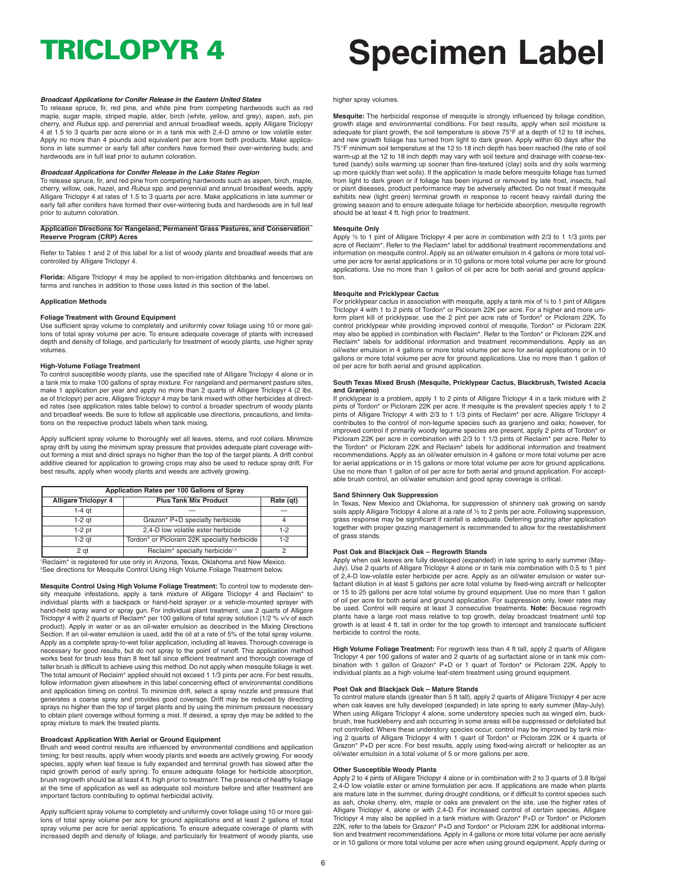**_Broadcast Applications for Conifer Release in the Eastern United States_**

To release spruce, fir, red pine, and white pine from competing hardwoods such as red maple, sugar maple, striped maple, alder, birch (white, yellow, and grey), aspen, ash, pin cherry, and *Rubus* spp. and perennial and annual broadleaf weeds, apply Alligare Triclopyr 4 at 1.5 to 3 quarts per acre alone or in a tank mix with 2,4-D amine or low volatile ester. Apply no more than 4 pounds acid equivalent per acre from both products. Make applications in late summer or early fall after conifers have formed their over-wintering buds; and hardwoods are in full leaf prior to autumn coloration.

**_Broadcast Applications for Conifer Release in the Lake States Region_**

To release spruce, fir, and red pine from competing hardwoods such as aspen, birch, maple, cherry, willow, oak, hazel, and *Rubus* spp. and perennial and annual broadleaf weeds, apply Alligare Triclopyr 4 at rates of 1.5 to 3 quarts per acre. Make applications in late summer or early fall after conifers have formed their over-wintering buds and hardwoods are in full leaf prior to autumn coloration.

## Application Directions for Rangeland, Permanent Grass Pastures, and Conservation Reserve Program (CRP) Acres

Refer to Tables 1 and 2 of this label for a list of woody plants and broadleaf weeds that are controlled by Alligare Triclopyr 4.

**Florida:** Alligare Triclopyr 4 may be applied to non-irrigation ditchbanks and fencerows on farms and ranches in addition to those uses listed in this section of the label.

### Application Methods

**Foliage Treatment with Ground Equipment**

Use sufficient spray volume to completely and uniformly cover foliage using 10 or more gallons of total spray volume per acre. To ensure adequate coverage of plants with increased depth and density of foliage, and particularly for treatment of woody plants, use higher spray volumes.

**High-Volume Foliage Treatment**

To control susceptible woody plants, use the specified rate of Alligare Triclopyr 4 alone or in a tank mix to make 100 gallons of spray mixture. For rangeland and permanent pasture sites, make 1 application per year and apply no more than 2 quarts of Alligare Triclopyr 4 (2 lbs. ae of triclopyr) per acre. Alligare Triclopyr 4 may be tank mixed with other herbicides at directed rates (see application rates table below) to control a broader spectrum of woody plants and broadleaf weeds. Be sure to follow all applicable use directions, precautions, and limitations on the respective product labels when tank mixing.

Apply sufficient spray volume to thoroughly wet all leaves, stems, and root collars. Minimize spray drift by using the minimum spray pressure that provides adequate plant coverage without forming a mist and direct sprays no higher than the top of the target plants. A drift control additive cleared for application to growing crops may also be used to reduce spray drift. For best results, apply when woody plants and weeds are actively growing.

| Application Rates per 100 Gallons of Spray | | |
|---|---|---|
| **Alligare Triclopyr 4** | **Plus Tank Mix Product** | **Rate (qt)** |
| 1-4 qt | — | — |
| 1-2 qt | Grazon* P+D specialty herbicide | 4 |
| 1-2 pt | 2,4-D low volatile ester herbicide | 1-2 |
| 1-2 qt | Tordon* or Picloram 22K specialty herbicide | 1-2 |
| 2 qt | Reclaim* specialty herbicide[1,2] | 2 |

[1]Reclaim* is registered for use only in Arizona, Texas, Oklahoma and New Mexico.
[2]See directions for Mesquite Control Using High Volume Foliage Treatment below.

**Mesquite Control Using High Volume Foliage Treatment:** To control low to moderate density mesquite infestations, apply a tank mixture of Alligare Triclopyr 4 and Reclaim* to individual plants with a backpack or hand-held sprayer or a vehicle-mounted sprayer with hand-held spray wand or spray gun. For individual plant treatment, use 2 quarts of Alligare Triclopyr 4 with 2 quarts of Reclaim* per 100 gallons of total spray solution (1/2 % v/v of each product). Apply in water or as an oil-water emulsion as described in the Mixing Directions Section. If an oil-water emulsion is used, add the oil at a rate of 5% of the total spray volume. Apply as a complete spray-to-wet foliar application, including all leaves. Thorough coverage is necessary for good results, but do not spray to the point of runoff. This application method works best for brush less than 8 feet tall since efficient treatment and thorough coverage of taller brush is difficult to achieve using this method. Do not apply when mesquite foliage is wet. The total amount of Reclaim* applied should not exceed 1 1/3 pints per acre. For best results, follow information given elsewhere in this label concerning effect of environmental conditions and application timing on control. To minimize drift, select a spray nozzle and pressure that generates a coarse spray and provides good coverage. Drift may be reduced by directing sprays no higher than the top of target plants and by using the minimum pressure necessary to obtain plant coverage without forming a mist. If desired, a spray dye may be added to the spray mixture to mark the treated plants.

**Broadcast Application With Aerial or Ground Equipment**

Brush and weed control results are influenced by environmental conditions and application timing; for best results, apply when woody plants and weeds are actively growing. For woody species, apply when leaf tissue is fully expanded and terminal growth has slowed after the rapid growth period of early spring. To ensure adequate foliage for herbicide absorption, brush regrowth should be at least 4 ft. high prior to treatment. The presence of healthy foliage at the time of application as well as adequate soil moisture before and after treatment are important factors contributing to optimal herbicidal activity.

Apply sufficient spray volume to completely and uniformly cover foliage using 10 or more gallons of total spray volume per acre for ground applications and at least 2 gallons of total spray volume per acre for aerial applications. To ensure adequate coverage of plants with increased depth and density of foliage, and particularly for treatment of woody plants, use higher spray volumes.

**Mesquite:** The herbicidal response of mesquite is strongly influenced by foliage condition, growth stage and environmental conditions. For best results, apply when soil moisture is adequate for plant growth, the soil temperature is above 75°F at a depth of 12 to 18 inches, and new growth foliage has turned from light to dark green. Apply within 60 days after the 75°F minimum soil temperature at the 12 to 18 inch depth has been reached (the rate of soil warm-up at the 12 to 18 inch depth may vary with soil texture and drainage with coarse-textured (sandy) soils warming up sooner than fine-textured (clay) soils and dry soils warming up more quickly than wet soils). If the application is made before mesquite foliage has turned from light to dark green or if foliage has been injured or removed by late frost, insects, hail or plant diseases, product performance may be adversely affected. Do not treat if mesquite exhibits new (light green) terminal growth in response to recent heavy rainfall during the growing season and to ensure adequate foliage for herbicide absorption, mesquite regrowth should be at least 4 ft. high prior to treatment.

**Mesquite Only**

Apply ½ to 1 pint of Alligare Triclopyr 4 per acre in combination with 2/3 to 1 1/3 pints per acre of Reclaim*. Refer to the Reclaim* label for additional treatment recommendations and information on mesquite control. Apply as an oil/water emulsion in 4 gallons or more total volume per acre for aerial applications or in 10 gallons or more total volume per acre for ground applications. Use no more than 1 gallon of oil per acre for both aerial and ground application.

**Mesquite and Pricklypear Cactus**

For pricklypear cactus in association with mesquite, apply a tank mix of ½ to 1 pint of Alligare Triclopyr 4 with 1 to 2 pints of Tordon* or Picloram 22K per acre. For a higher and more uniform plant kill of pricklypear, use the 2 pint per acre rate of Tordon* or Picloram 22K. To control pricklypear while providing improved control of mesquite, Tordon* or Picloram 22K may also be applied in combination with Reclaim*. Refer to the Tordon* or Picloram 22K and Reclaim* labels for additional information and treatment recommendations. Apply as an oil/water emulsion in 4 gallons or more total volume per acre for aerial applications or in 10 gallons or more total volume per acre for ground applications. Use no more than 1 gallon of oil per acre for both aerial and ground application.

**South Texas Mixed Brush (Mesquite, Pricklypear Cactus, Blackbrush, Twisted Acacia and Granjeno)**

If pricklypear is a problem, apply 1 to 2 pints of Alligare Triclopyr 4 in a tank mixture with 2 pints of Tordon* or Picloram 22K per acre. If mesquite is the prevalent species apply 1 to 2 pints of Alligare Triclopyr 4 with 2/3 to 1 1/3 pints of Reclaim* per acre. Alligare Triclopyr 4 contributes to the control of non-legume species such as granjeno and oaks; however, for improved control if primarily woody legume species are present, apply 2 pints of Tordon* or Picloram 22K per acre in combination with 2/3 to 1 1/3 pints of Reclaim* per acre. Refer to the Tordon* or Picloram 22K and Reclaim* labels for additional information and treatment recommendations. Apply as an oil/water emulsion in 4 gallons or more total volume per acre for aerial applications or in 15 gallons or more total volume per acre for ground applications. Use no more than 1 gallon of oil per acre for both aerial and ground application. For acceptable brush control, an oil/water emulsion and good spray coverage is critical.

**Sand Shinnery Oak Suppression**

In Texas, New Mexico and Oklahoma, for suppression of shinnery oak growing on sandy soils apply Alligare Triclopyr 4 alone at a rate of ½ to 2 pints per acre. Following suppression, grass response may be significant if rainfall is adequate. Deferring grazing after application together with proper grazing management is recommended to allow for the reestablishment of grass stands.

**Post Oak and Blackjack Oak – Regrowth Stands**

Apply when oak leaves are fully developed (expanded) in late spring to early summer (May-July). Use 2 quarts of Alligare Triclopyr 4 alone or in tank mix combination with 0.5 to 1 pint of 2,4-D low-volatile ester herbicide per acre. Apply as an oil/water emulsion or water surfactant dilution in at least 5 gallons per acre total volume by fixed-wing aircraft or helicopter or 15 to 25 gallons per acre total volume by ground equipment. Use no more than 1 gallon of oil per acre for both aerial and ground application. For suppression only, lower rates may be used. Control will require at least 3 consecutive treatments. **Note:** Because regrowth plants have a large root mass relative to top growth, delay broadcast treatment until top growth is at least 4 ft. tall in order for the top growth to intercept and translocate sufficient herbicide to control the roots.

**High Volume Foliage Treatment:** For regrowth less than 4 ft tall, apply 2 quarts of Alligare Triclopyr 4 per 100 gallons of water and 2 quarts of ag surfactant alone or in tank mix combination with 1 gallon of Grazon* P+D or 1 quart of Tordon* or Picloram 22K. Apply to individual plants as a high volume leaf-stem treatment using ground equipment.

**Post Oak and Blackjack Oak – Mature Stands**

To control mature stands (greater than 5 ft tall), apply 2 quarts of Alligare Triclopyr 4 per acre when oak leaves are fully developed (expanded) in late spring to early summer (May-July). When using Alligare Triclopyr 4 alone, some understory species such as winged elm, buckbrush, tree huckleberry and ash occurring in some areas will be suppressed or defoliated but not controlled. Where these understory species occur, control may be improved by tank mixing 2 quarts of Alligare Triclopyr 4 with 1 quart of Tordon* or Picloram 22K or 4 quarts of Grazon* P+D per acre. For best results, apply using fixed-wing aircraft or helicopter as an oil/water emulsion in a total volume of 5 or more gallons per acre.

**Other Susceptible Woody Plants**

Apply 2 to 4 pints of Alligare Triclopyr 4 alone or in combination with 2 to 3 quarts of 3.8 lb/gal 2,4-D low volatile ester or amine formulation per acre. If applications are made when plants are mature late in the summer, during drought conditions, or if difficult to control species such as ash, choke cherry, elm, maple or oaks are prevalent on the site, use the higher rates of Alligare Triclopyr 4, alone or with 2,4-D. For increased control of certain species, Alligare Triclopyr 4 may also be applied in a tank mixture with Grazon* P+D or Tordon* or Picloram 22K, refer to the labels for Grazon* P+D and Tordon* or Picloram 22K for additional information and treatment recommendations. Apply in 4 gallons or more total volume per acre aerially or in 10 gallons or more total volume per acre when using ground equipment. Apply during or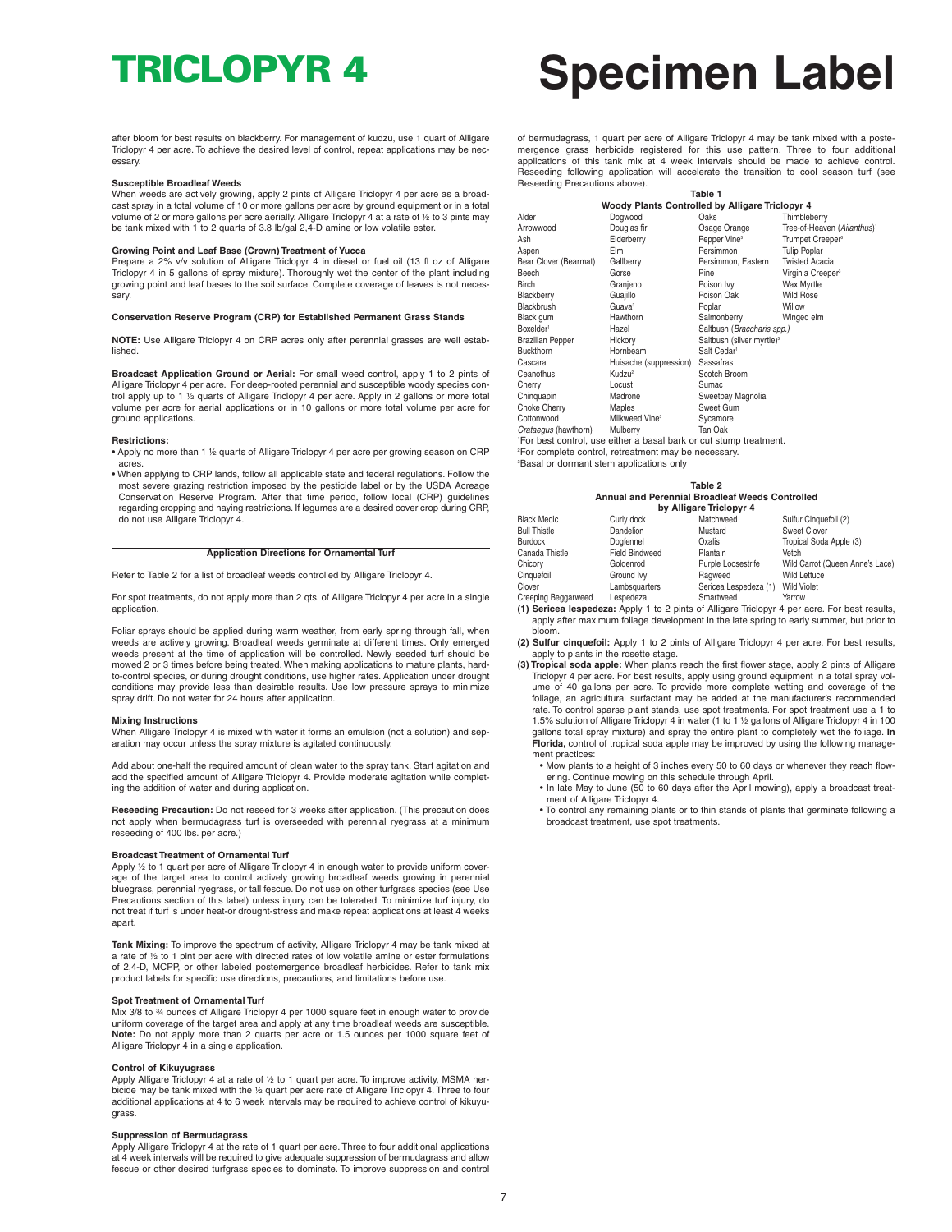# TRICLOPYR 4 Specimen Label

after bloom for best results on blackberry. For management of kudzu, use 1 quart of Alligare Triclopyr 4 per acre. To achieve the desired level of control, repeat applications may be necessary.

**Susceptible Broadleaf Weeds**

When weeds are actively growing, apply 2 pints of Alligare Triclopyr 4 per acre as a broadcast spray in a total volume of 10 or more gallons per acre by ground equipment or in a total volume of 2 or more gallons per acre aerially. Alligare Triclopyr 4 at a rate of ½ to 3 pints may be tank mixed with 1 to 2 quarts of 3.8 lb/gal 2,4-D amine or low volatile ester.

**Growing Point and Leaf Base (Crown) Treatment of Yucca**

Prepare a 2% v/v solution of Alligare Triclopyr 4 in diesel or fuel oil (13 fl oz of Alligare Triclopyr 4 in 5 gallons of spray mixture). Thoroughly wet the center of the plant including growing point and leaf bases to the soil surface. Complete coverage of leaves is not necessary.

**Conservation Reserve Program (CRP) for Established Permanent Grass Stands**

**NOTE:** Use Alligare Triclopyr 4 on CRP acres only after perennial grasses are well established.

**Broadcast Application Ground or Aerial:** For small weed control, apply 1 to 2 pints of Alligare Triclopyr 4 per acre. For deep-rooted perennial and susceptible woody species control apply up to 1 ½ quarts of Alligare Triclopyr 4 per acre. Apply in 2 gallons or more total volume per acre for aerial applications or in 10 gallons or more total volume per acre for ground applications.

**Restrictions:**

- Apply no more than 1 ½ quarts of Alligare Triclopyr 4 per acre per growing season on CRP acres.
- When applying to CRP lands, follow all applicable state and federal regulations. Follow the most severe grazing restriction imposed by the pesticide label or by the USDA Acreage Conservation Reserve Program. After that time period, follow local (CRP) guidelines regarding cropping and haying restrictions. If legumes are a desired cover crop during CRP, do not use Alligare Triclopyr 4.

## Application Directions for Ornamental Turf

Refer to Table 2 for a list of broadleaf weeds controlled by Alligare Triclopyr 4.

For spot treatments, do not apply more than 2 qts. of Alligare Triclopyr 4 per acre in a single application.

Foliar sprays should be applied during warm weather, from early spring through fall, when weeds are actively growing. Broadleaf weeds germinate at different times. Only emerged weeds present at the time of application will be controlled. Newly seeded turf should be mowed 2 or 3 times before being treated. When making applications to mature plants, hard-to-control species, or during drought conditions, use higher rates. Application under drought conditions may provide less than desirable results. Use low pressure sprays to minimize spray drift. Do not water for 24 hours after application.

**Mixing Instructions**

When Alligare Triclopyr 4 is mixed with water it forms an emulsion (not a solution) and separation may occur unless the spray mixture is agitated continuously.

Add about one-half the required amount of clean water to the spray tank. Start agitation and add the specified amount of Alligare Triclopyr 4. Provide moderate agitation while completing the addition of water and during application.

**Reseeding Precaution:** Do not reseed for 3 weeks after application. (This precaution does not apply when bermudagrass turf is overseeded with perennial ryegrass at a minimum reseeding of 400 lbs. per acre.)

**Broadcast Treatment of Ornamental Turf**

Apply ½ to 1 quart per acre of Alligare Triclopyr 4 in enough water to provide uniform coverage of the target area to control actively growing broadleaf weeds growing in perennial bluegrass, perennial ryegrass, or tall fescue. Do not use on other turfgrass species (see Use Precautions section of this label) unless injury can be tolerated. To minimize turf injury, do not treat if turf is under heat-or drought-stress and make repeat applications at least 4 weeks apart.

**Tank Mixing:** To improve the spectrum of activity, Alligare Triclopyr 4 may be tank mixed at a rate of ½ to 1 pint per acre with directed rates of low volatile amine or ester formulations of 2,4-D, MCPP, or other labeled postemergence broadleaf herbicides. Refer to tank mix product labels for specific use directions, precautions, and limitations before use.

**Spot Treatment of Ornamental Turf**

Mix 3/8 to ¾ ounces of Alligare Triclopyr 4 per 1000 square feet in enough water to provide uniform coverage of the target area and apply at any time broadleaf weeds are susceptible. **Note:** Do not apply more than 2 quarts per acre or 1.5 ounces per 1000 square feet of Alligare Triclopyr 4 in a single application.

**Control of Kikuyugrass**

Apply Alligare Triclopyr 4 at a rate of ½ to 1 quart per acre. To improve activity, MSMA herbicide may be tank mixed with the ½ quart per acre rate of Alligare Triclopyr 4. Three to four additional applications at 4 to 6 week intervals may be required to achieve control of kikuyugrass.

**Suppression of Bermudagrass**

Apply Alligare Triclopyr 4 at the rate of 1 quart per acre. Three to four additional applications at 4 week intervals will be required to give adequate suppression of bermudagrass and allow fescue or other desired turfgrass species to dominate. To improve suppression and control of bermudagrass, 1 quart per acre of Alligare Triclopyr 4 may be tank mixed with a postemergence grass herbicide registered for this use pattern. Three to four additional applications of this tank mix at 4 week intervals should be made to achieve control. Reseeding following application will accelerate the transition to cool season turf (see Reseeding Precautions above).

**Table 1**
**Woody Plants Controlled by Alligare Triclopyr 4**

| | | | |
|---|---|---|---|
| Alder | Dogwood | Oaks | Thimbleberry |
| Arrowwood | Douglas fir | Osage Orange | Tree-of-Heaven (*Ailanthus*)[1] |
| Ash | Elderberry | Pepper Vine[3] | Trumpet Creeper[3] |
| Aspen | Elm | Persimmon | Tulip Poplar |
| Bear Clover (Bearmat) | Gallberry | Persimmon, Eastern | Twisted Acacia |
| Beech | Gorse | Pine | Virginia Creeper[3] |
| Birch | Granjeno | Poison Ivy | Wax Myrtle |
| Blackberry | Guajillo | Poison Oak | Wild Rose |
| Blackbrush | Guava[3] | Poplar | Willow |
| Black gum | Hawthorn | Salmonberry | Winged elm |
| Boxelder[1] | Hazel | Saltbush (*Braccharis spp.)* | |
| Brazilian Pepper | Hickory | Saltbush (silver myrtle)[3] | |
| Buckthorn | Hornbeam | Salt Cedar[1] | |
| Cascara | Huisache (suppression) | Sassafras | |
| Ceanothus | Kudzu[2] | Scotch Broom | |
| Cherry | Locust | Sumac | |
| Chinquapin | Madrone | Sweetbay Magnolia | |
| Choke Cherry | Maples | Sweet Gum | |
| Cottonwood | Milkweed Vine[3] | Sycamore | |
| *Crataegus* (hawthorn) | Mulberry | Tan Oak | |

[1]For best control, use either a basal bark or cut stump treatment.
[2]For complete control, retreatment may be necessary.
[3]Basal or dormant stem applications only

**Table 2**
**Annual and Perennial Broadleaf Weeds Controlled by Alligare Triclopyr 4**

| | | | |
|---|---|---|---|
| Black Medic | Curly dock | Matchweed | Sulfur Cinquefoil (2) |
| Bull Thistle | Dandelion | Mustard | Sweet Clover |
| Burdock | Dogfennel | Oxalis | Tropical Soda Apple (3) |
| Canada Thistle | Field Bindweed | Plantain | Vetch |
| Chicory | Goldenrod | Purple Loosestrife | Wild Carrot (Queen Anne's Lace) |
| Cinquefoil | Ground Ivy | Ragweed | Wild Lettuce |
| Clover | Lambsquarters | Sericea Lespedeza (1) | Wild Violet |
| Creeping Beggarweed | Lespedeza | Smartweed | Yarrow |

**(1) Sericea lespedeza:** Apply 1 to 2 pints of Alligare Triclopyr 4 per acre. For best results, apply after maximum foliage development in the late spring to early summer, but prior to bloom.

**(2) Sulfur cinquefoil:** Apply 1 to 2 pints of Alligare Triclopyr 4 per acre. For best results, apply to plants in the rosette stage.

**(3) Tropical soda apple:** When plants reach the first flower stage, apply 2 pints of Alligare Triclopyr 4 per acre. For best results, apply using ground equipment in a total spray volume of 40 gallons per acre. To provide more complete wetting and coverage of the foliage, an agricultural surfactant may be added at the manufacturer's recommended rate. To control sparse plant stands, use spot treatments. For spot treatment use a 1 to 1.5% solution of Alligare Triclopyr 4 in water (1 to 1 ½ gallons of Alligare Triclopyr 4 in 100 gallons total spray mixture) and spray the entire plant to completely wet the foliage. **In Florida,** control of tropical soda apple may be improved by using the following management practices:

- Mow plants to a height of 3 inches every 50 to 60 days or whenever they reach flowering. Continue mowing on this schedule through April.
- In late May to June (50 to 60 days after the April mowing), apply a broadcast treatment of Alligare Triclopyr 4.
- To control any remaining plants or to thin stands of plants that germinate following a broadcast treatment, use spot treatments.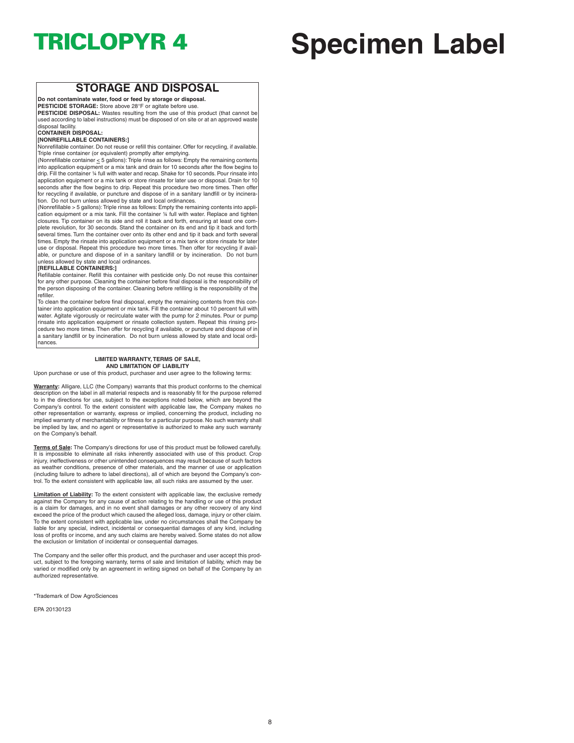## STORAGE AND DISPOSAL

**Do not contaminate water, food or feed by storage or disposal.**

**PESTICIDE STORAGE:** Store above 28°F or agitate before use.

**PESTICIDE DISPOSAL:** Wastes resulting from the use of this product (that cannot be used according to label instructions) must be disposed of on site or at an approved waste disposal facility.

**CONTAINER DISPOSAL:**

**[NONREFILLABLE CONTAINERS:]**

Nonrefillable container. Do not reuse or refill this container. Offer for recycling, if available. Triple rinse container (or equivalent) promptly after emptying.

(Nonrefillable container ≤ 5 gallons): Triple rinse as follows: Empty the remaining contents into application equipment or a mix tank and drain for 10 seconds after the flow begins to drip. Fill the container ¼ full with water and recap. Shake for 10 seconds. Pour rinsate into application equipment or a mix tank or store rinsate for later use or disposal. Drain for 10 seconds after the flow begins to drip. Repeat this procedure two more times. Then offer for recycling if available, or puncture and dispose of in a sanitary landfill or by incineration. Do not burn unless allowed by state and local ordinances.

(Nonrefillable > 5 gallons): Triple rinse as follows: Empty the remaining contents into application equipment or a mix tank. Fill the container ¼ full with water. Replace and tighten closures. Tip container on its side and roll it back and forth, ensuring at least one complete revolution, for 30 seconds. Stand the container on its end and tip it back and forth several times. Turn the container over onto its other end and tip it back and forth several times. Empty the rinsate into application equipment or a mix tank or store rinsate for later use or disposal. Repeat this procedure two more times. Then offer for recycling if available, or puncture and dispose of in a sanitary landfill or by incineration. Do not burn unless allowed by state and local ordinances.

**[REFILLABLE CONTAINERS:]**

Refillable container. Refill this container with pesticide only. Do not reuse this container for any other purpose. Cleaning the container before final disposal is the responsibility of the person disposing of the container. Cleaning before refilling is the responsibility of the refiller.

To clean the container before final disposal, empty the remaining contents from this container into application equipment or mix tank. Fill the container about 10 percent full with water. Agitate vigorously or recirculate water with the pump for 2 minutes. Pour or pump rinsate into application equipment or rinsate collection system. Repeat this rinsing procedure two more times. Then offer for recycling if available, or puncture and dispose of in a sanitary landfill or by incineration. Do not burn unless allowed by state and local ordinances.

### LIMITED WARRANTY, TERMS OF SALE, AND LIMITATION OF LIABILITY

Upon purchase or use of this product, purchaser and user agree to the following terms:

**Warranty:** Alligare, LLC (the Company) warrants that this product conforms to the chemical description on the label in all material respects and is reasonably fit for the purpose referred to in the directions for use, subject to the exceptions noted below, which are beyond the Company's control. To the extent consistent with applicable law, the Company makes no other representation or warranty, express or implied, concerning the product, including no implied warranty of merchantability or fitness for a particular purpose. No such warranty shall be implied by law, and no agent or representative is authorized to make any such warranty on the Company's behalf.

**Terms of Sale:** The Company's directions for use of this product must be followed carefully. It is impossible to eliminate all risks inherently associated with use of this product. Crop injury, ineffectiveness or other unintended consequences may result because of such factors as weather conditions, presence of other materials, and the manner of use or application (including failure to adhere to label directions), all of which are beyond the Company's control. To the extent consistent with applicable law, all such risks are assumed by the user.

**Limitation of Liability:** To the extent consistent with applicable law, the exclusive remedy against the Company for any cause of action relating to the handling or use of this product is a claim for damages, and in no event shall damages or any other recovery of any kind exceed the price of the product which caused the alleged loss, damage, injury or other claim. To the extent consistent with applicable law, under no circumstances shall the Company be liable for any special, indirect, incidental or consequential damages of any kind, including loss of profits or income, and any such claims are hereby waived. Some states do not allow the exclusion or limitation of incidental or consequential damages.

The Company and the seller offer this product, and the purchaser and user accept this product, subject to the foregoing warranty, terms of sale and limitation of liability, which may be varied or modified only by an agreement in writing signed on behalf of the Company by an authorized representative.

*Trademark of Dow AgroSciences

EPA 20130123